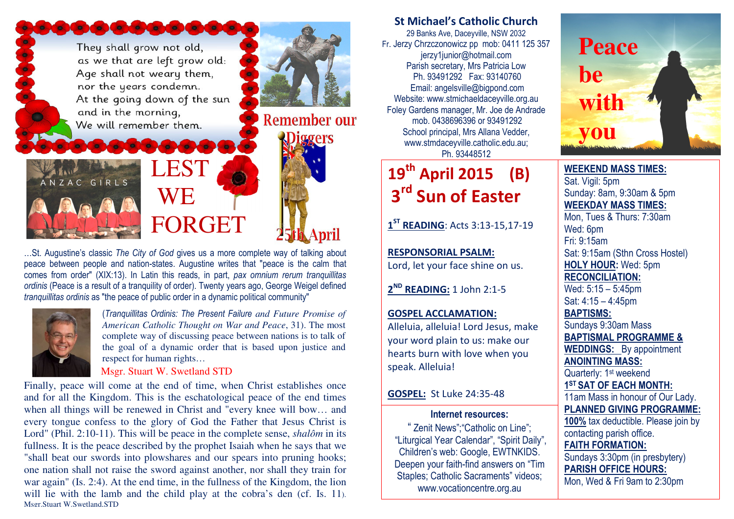They shall grow not old,
as we that are left grow old:
Age shall not weary them,
nor the years condemn.
At the going down of the sun
and in the morning,
We will remember them.

Remember our Diggers

ANZAC GIRLS

LEST WE FORGET

25th April

…St. Augustine's classic *The City of God* gives us a more complete way of talking about peace between people and nation-states. Augustine writes that "peace is the calm that comes from order" (XIX:13). In Latin this reads, in part, *pax omnium rerum tranquillitas ordinis* (Peace is a result of a tranquility of order). Twenty years ago, George Weigel defined *tranquillitas ordinis* as "the peace of public order in a dynamic political community"

(*Tranquillitas Ordinis: The Present Failure and Future Promise of American Catholic Thought on War and Peace*, 31). The most complete way of discussing peace between nations is to talk of the goal of a dynamic order that is based upon justice and respect for human rights…

Msgr. Stuart W. Swetland STD

Finally, peace will come at the end of time, when Christ establishes once and for all the Kingdom. This is the eschatological peace of the end times when all things will be renewed in Christ and "every knee will bow… and every tongue confess to the glory of God the Father that Jesus Christ is Lord" (Phil. 2:10-11). This will be peace in the complete sense, *shalôm* in its fullness. It is the peace described by the prophet Isaiah when he says that we "shall beat our swords into plowshares and our spears into pruning hooks; one nation shall not raise the sword against another, nor shall they train for war again" (Is. 2:4). At the end time, in the fullness of the Kingdom, the lion will lie with the lamb and the child play at the cobra's den (cf. Is. 11).
Msgr.Stuart W.Swetland.STD

## St Michael's Catholic Church

29 Banks Ave, Daceyville, NSW 2032
Fr. Jerzy Chrzczonowicz pp mob: 0411 125 357
jerzy1junior@hotmail.com
Parish secretary, Mrs Patricia Low
Ph. 93491292 Fax: 93140760
Email: angelsville@bigpond.com
Website: www.stmichaeldaceyville.org.au
Foley Gardens manager, Mr. Joe de Andrade
mob. 0438696396 or 93491292
School principal, Mrs Allana Vedder,
www.stmdaceyville.catholic.edu.au;
Ph. 93448512

# Peace be with you

## 19th April 2015 (B)
## 3rd Sun of Easter

**1ST READING**: Acts 3:13-15,17-19

**RESPONSORIAL PSALM:**
Lord, let your face shine on us.

**2ND READING:** 1 John 2:1-5

**GOSPEL ACCLAMATION:**
Alleluia, alleluia! Lord Jesus, make your word plain to us: make our hearts burn with love when you speak. Alleluia!

**GOSPEL:** St Luke 24:35-48

**Internet resources:**
" Zenit News";"Catholic on Line"; "Liturgical Year Calendar", "Spirit Daily", Children's web: Google, EWTNKIDS. Deepen your faith-find answers on "Tim Staples; Catholic Sacraments" videos; www.vocationcentre.org.au

**WEEKEND MASS TIMES:**
Sat. Vigil: 5pm
Sunday: 8am, 9:30am & 5pm

**WEEKDAY MASS TIMES:**
Mon, Tues & Thurs: 7:30am
Wed: 6pm
Fri: 9:15am
Sat: 9:15am (Sthn Cross Hostel)

**HOLY HOUR:** Wed: 5pm

**RECONCILIATION:**
Wed: 5:15 – 5:45pm
Sat: 4:15 – 4:45pm

**BAPTISMS:**
Sundays 9:30am Mass

**BAPTISMAL PROGRAMME & WEDDINGS:** By appointment

**ANOINTING MASS:**
Quarterly: 1st weekend

**1ST SAT OF EACH MONTH:**
11am Mass in honour of Our Lady.

**PLANNED GIVING PROGRAMME:**
**100%** tax deductible. Please join by contacting parish office.

**FAITH FORMATION:**
Sundays 3:30pm (in presbytery)

**PARISH OFFICE HOURS:**
Mon, Wed & Fri 9am to 2:30pm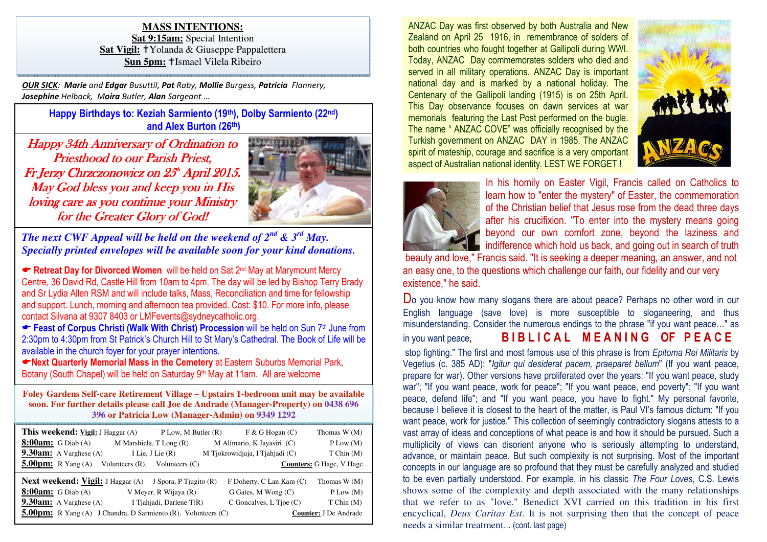**MASS INTENTIONS:**
**Sat 9:15am:** Special Intention
**Sat Vigil:** †Yolanda & Giuseppe Pappalettera
**Sun 5pm:** †Ismael Vilela Ribeiro

***OUR SICK**: **Marie** and **Edgar** Busuttil, **Pat** Raby, **Mollie** Burgess, **Patricia** Flannery, **Josephine** Helback, Moira Butler, **Alan** Sargeant …*

**Happy Birthdays to: Keziah Sarmiento (19th), Dolby Sarmiento (22nd) and Alex Burton (26th)**

*Happy 34th Anniversary of Ordination to Priesthood to our Parish Priest, Fr Jerzy Chrzczonowicz on 25th April 2015. May God bless you and keep you in His loving care as you continue your Ministry for the Greater Glory of God!*

***The next CWF Appeal will be held on the weekend of 2nd & 3rd May. Specially printed envelopes will be available soon for your kind donations.***

☛ **Retreat Day for Divorced Women** will be held on Sat 2nd May at Marymount Mercy Centre, 36 David Rd, Castle Hill from 10am to 4pm. The day will be led by Bishop Terry Brady and Sr Lydia Allen RSM and will include talks, Mass, Reconciliation and time for fellowship and support. Lunch, morning and afternoon tea provided. Cost: $10. For more info, please contact Silvana at 9307 8403 or LMFevents@sydneycatholic.org.

☛ **Feast of Corpus Christi (Walk With Christ) Procession** will be held on Sun 7th June from 2:30pm to 4:30pm from St Patrick's Church Hill to St Mary's Cathedral. The Book of Life will be available in the church foyer for your prayer intentions.

☛**Next Quarterly Memorial Mass in the Cemetery** at Eastern Suburbs Memorial Park, Botany (South Chapel) will be held on Saturday 9th May at 11am. All are welcome

**Foley Gardens Self-care Retirement Village – Upstairs 1-bedroom unit may be available soon. For further details please call Joe de Andrade (Manager-Property) on 0438 696 396 or Patricia Low (Manager-Admin) on 9349 1292**

| | | | | |
|---|---|---|---|---|
| **This weekend:** **Vigil:** | J Haggar (A) | P Low, M Butler (R) | F & G Hogan (C) | Thomas W (M) |
| **8:00am:** | G Diab (A) | M Marshiela, T Long (R) | M Alimario, K Jayasiri (C) | P Low (M) |
| **9.30am:** | A Varghese (A) | I Lie, J Lie (R) | M Tjokrowidjaja, I Tjahjadi (C) | T Chin (M) |
| **5.00pm:** | R Yang (A) | Volunteers (R), | Volunteers (C) | **Counters:** G Hage, V Hage |

| | | | | |
|---|---|---|---|---|
| **Next weekend:** **Vigil:** | J Haggar (A) | J Spora, P Tjugito (R) | F Doherty, C Lan Kam (C) | Thomas W (M) |
| **8:00am:** | G Diab (A) | V Meyer, R Wijaya (R) | G Gates, M Wong (C) | P Low (M) |
| **9.30am:** | A Varghese (A) | I Tjahjadi, Darlene T(R) | C Goncalves, L Tjoe (C) | T Chin (M) |
| **5.00pm:** | R Yang (A) | J Chandra, D Sarmiento (R), | Volunteers (C) | **Counter:** J De Andrade |

ANZAC Day was first observed by both Australia and New Zealand on April 25 1916, in remembrance of solders of both countries who fought together at Gallipoli during WWI. Today, ANZAC Day commemorates solders who died and served in all military operations. ANZAC Day is important national day and is marked by a national holiday. The Centenary of the Gallipoli landing (1915) is on 25th April. This Day observance focuses on dawn services at war memorials featuring the Last Post performed on the bugle. The name " ANZAC COVE" was officially recognised by the Turkish government on ANZAC DAY in 1985. The ANZAC spirit of mateship, courage and sacrifice is a very omportant aspect of Australian national identity. LEST WE FORGET !

In his homily on Easter Vigil, Francis called on Catholics to learn how to "enter the mystery" of Easter, the commemoration of the Christian belief that Jesus rose from the dead three days after his crucifixion. "To enter into the mystery means going beyond our own comfort zone, beyond the laziness and indifference which hold us back, and going out in search of truth beauty and love," Francis said. "It is seeking a deeper meaning, an answer, and not an easy one, to the questions which challenge our faith, our fidelity and our very existence," he said.

## BIBLICAL MEANING OF PEACE

Do you know how many slogans there are about peace? Perhaps no other word in our English language (save love) is more susceptible to sloganeering, and thus misunderstanding. Consider the numerous endings to the phrase "if you want peace…" as in you want peace, stop fighting." The first and most famous use of this phrase is from *Epitoma Rei Militaris* by Vegetius (c. 385 AD): "*Igitur qui desiderat pacem, praeparet bellum*" (If you want peace, prepare for war). Other versions have proliferated over the years: "If you want peace, study war"; "If you want peace, work for peace"; "If you want peace, end poverty"; "If you want peace, defend life"; and "If you want peace, you have to fight." My personal favorite, because I believe it is closest to the heart of the matter, is Paul VI's famous dictum: "If you want peace, work for justice." This collection of seemingly contradictory slogans attests to a vast array of ideas and conceptions of what peace is and how it should be pursued. Such a multiplicity of views can disorient anyone who is seriously attempting to understand, advance, or maintain peace. But such complexity is not surprising. Most of the important concepts in our language are so profound that they must be carefully analyzed and studied to be even partially understood. For example, in his classic *The Four Loves*, C.S. Lewis shows some of the complexity and depth associated with the many relationships that we refer to as "love." Benedict XVI carried on this tradition in his first encyclical, *Deus Caritas Est*. It is not surprising then that the concept of peace needs a similar treatment... (cont. last page)